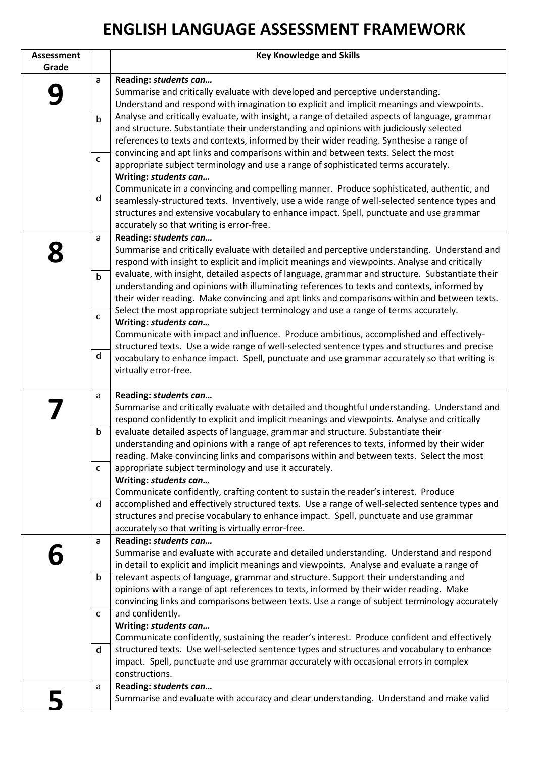# ENGLISH LANGUAGE ASSESSMENT FRAMEWORK

| Assessment Grade | | Key Knowledge and Skills |
|---|---|---|
| **9** | a<br>b<br>c<br>d | **Reading: *students can…***<br>Summarise and critically evaluate with developed and perceptive understanding. Understand and respond with imagination to explicit and implicit meanings and viewpoints. Analyse and critically evaluate, with insight, a range of detailed aspects of language, grammar and structure. Substantiate their understanding and opinions with judiciously selected references to texts and contexts, informed by their wider reading. Synthesise a range of convincing and apt links and comparisons within and between texts. Select the most appropriate subject terminology and use a range of sophisticated terms accurately.<br>**Writing: *students can…***<br>Communicate in a convincing and compelling manner. Produce sophisticated, authentic, and seamlessly-structured texts. Inventively, use a wide range of well-selected sentence types and structures and extensive vocabulary to enhance impact. Spell, punctuate and use grammar accurately so that writing is error-free. |
| **8** | a<br>b<br>c<br>d | **Reading: *students can…***<br>Summarise and critically evaluate with detailed and perceptive understanding. Understand and respond with insight to explicit and implicit meanings and viewpoints. Analyse and critically evaluate, with insight, detailed aspects of language, grammar and structure. Substantiate their understanding and opinions with illuminating references to texts and contexts, informed by their wider reading. Make convincing and apt links and comparisons within and between texts. Select the most appropriate subject terminology and use a range of terms accurately.<br>**Writing: *students can…***<br>Communicate with impact and influence. Produce ambitious, accomplished and effectively-structured texts. Use a wide range of well-selected sentence types and structures and precise vocabulary to enhance impact. Spell, punctuate and use grammar accurately so that writing is virtually error-free. |
| **7** | a<br>b<br>c<br>d | **Reading: *students can…***<br>Summarise and critically evaluate with detailed and thoughtful understanding. Understand and respond confidently to explicit and implicit meanings and viewpoints. Analyse and critically evaluate detailed aspects of language, grammar and structure. Substantiate their understanding and opinions with a range of apt references to texts, informed by their wider reading. Make convincing links and comparisons within and between texts. Select the most appropriate subject terminology and use it accurately.<br>**Writing: *students can…***<br>Communicate confidently, crafting content to sustain the reader's interest. Produce accomplished and effectively structured texts. Use a range of well-selected sentence types and structures and precise vocabulary to enhance impact. Spell, punctuate and use grammar accurately so that writing is virtually error-free. |
| **6** | a<br>b<br>c<br>d | **Reading: *students can…***<br>Summarise and evaluate with accurate and detailed understanding. Understand and respond in detail to explicit and implicit meanings and viewpoints. Analyse and evaluate a range of relevant aspects of language, grammar and structure. Support their understanding and opinions with a range of apt references to texts, informed by their wider reading. Make convincing links and comparisons between texts. Use a range of subject terminology accurately and confidently.<br>**Writing: *students can…***<br>Communicate confidently, sustaining the reader's interest. Produce confident and effectively structured texts. Use well-selected sentence types and structures and vocabulary to enhance impact. Spell, punctuate and use grammar accurately with occasional errors in complex constructions. |
| **5** | a | **Reading: *students can…***<br>Summarise and evaluate with accuracy and clear understanding. Understand and make valid |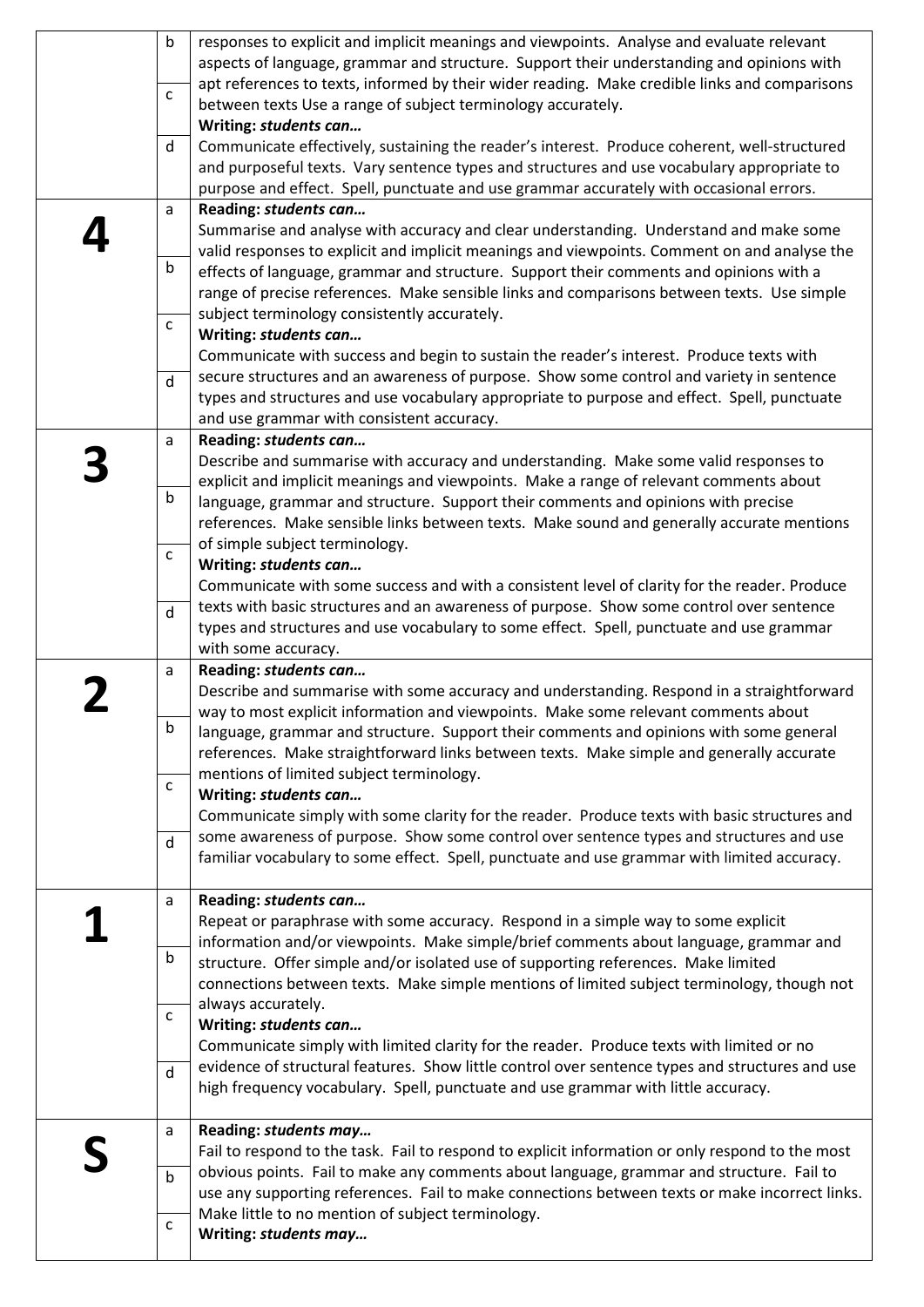| | | |
|---|---|---|
| | b<br>c<br>d | responses to explicit and implicit meanings and viewpoints. Analyse and evaluate relevant aspects of language, grammar and structure. Support their understanding and opinions with apt references to texts, informed by their wider reading. Make credible links and comparisons between texts Use a range of subject terminology accurately.<br>**Writing: *students can…***<br>Communicate effectively, sustaining the reader's interest. Produce coherent, well-structured and purposeful texts. Vary sentence types and structures and use vocabulary appropriate to purpose and effect. Spell, punctuate and use grammar accurately with occasional errors. |
| **4** | a<br>b<br>c<br>d | **Reading: *students can…***<br>Summarise and analyse with accuracy and clear understanding. Understand and make some valid responses to explicit and implicit meanings and viewpoints. Comment on and analyse the effects of language, grammar and structure. Support their comments and opinions with a range of precise references. Make sensible links and comparisons between texts. Use simple subject terminology consistently accurately.<br>**Writing: *students can…***<br>Communicate with success and begin to sustain the reader's interest. Produce texts with secure structures and an awareness of purpose. Show some control and variety in sentence types and structures and use vocabulary appropriate to purpose and effect. Spell, punctuate and use grammar with consistent accuracy. |
| **3** | a<br>b<br>c<br>d | **Reading: *students can…***<br>Describe and summarise with accuracy and understanding. Make some valid responses to explicit and implicit meanings and viewpoints. Make a range of relevant comments about language, grammar and structure. Support their comments and opinions with precise references. Make sensible links between texts. Make sound and generally accurate mentions of simple subject terminology.<br>**Writing: *students can…***<br>Communicate with some success and with a consistent level of clarity for the reader. Produce texts with basic structures and an awareness of purpose. Show some control over sentence types and structures and use vocabulary to some effect. Spell, punctuate and use grammar with some accuracy. |
| **2** | a<br>b<br>c<br>d | **Reading: *students can…***<br>Describe and summarise with some accuracy and understanding. Respond in a straightforward way to most explicit information and viewpoints. Make some relevant comments about language, grammar and structure. Support their comments and opinions with some general references. Make straightforward links between texts. Make simple and generally accurate mentions of limited subject terminology.<br>**Writing: *students can…***<br>Communicate simply with some clarity for the reader. Produce texts with basic structures and some awareness of purpose. Show some control over sentence types and structures and use familiar vocabulary to some effect. Spell, punctuate and use grammar with limited accuracy. |
| **1** | a<br>b<br>c<br>d | **Reading: *students can…***<br>Repeat or paraphrase with some accuracy. Respond in a simple way to some explicit information and/or viewpoints. Make simple/brief comments about language, grammar and structure. Offer simple and/or isolated use of supporting references. Make limited connections between texts. Make simple mentions of limited subject terminology, though not always accurately.<br>**Writing: *students can…***<br>Communicate simply with limited clarity for the reader. Produce texts with limited or no evidence of structural features. Show little control over sentence types and structures and use high frequency vocabulary. Spell, punctuate and use grammar with little accuracy. |
| **S** | a<br>b<br>c | **Reading: *students may…***<br>Fail to respond to the task. Fail to respond to explicit information or only respond to the most obvious points. Fail to make any comments about language, grammar and structure. Fail to use any supporting references. Fail to make connections between texts or make incorrect links. Make little to no mention of subject terminology.<br>**Writing: *students may…*** |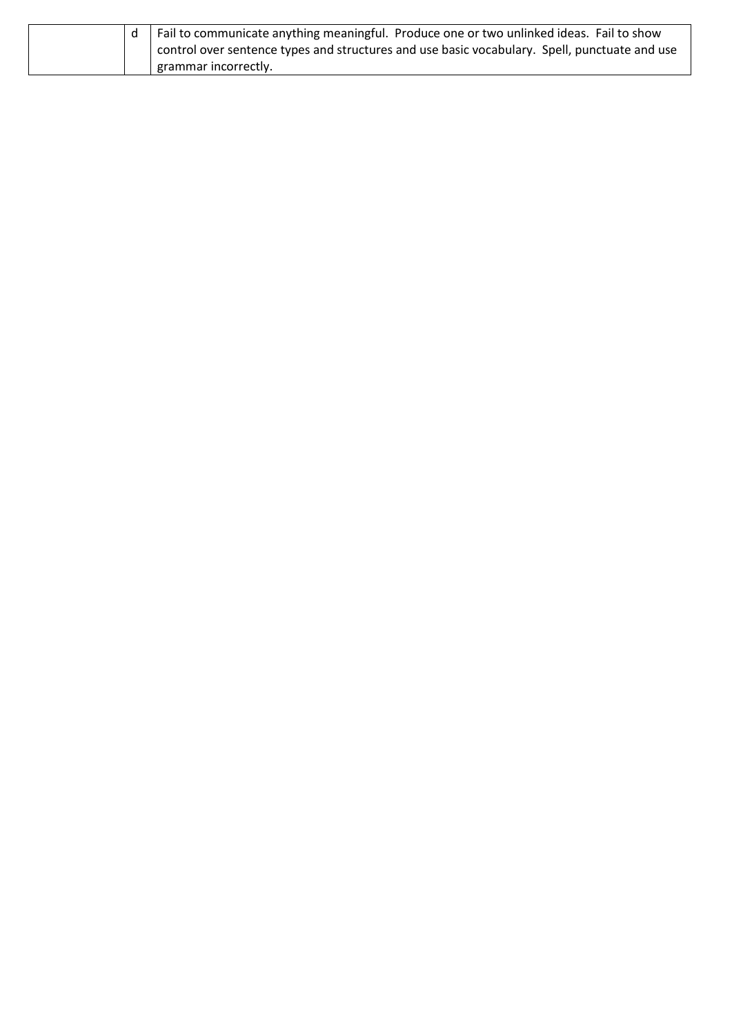| | | |
|---|---|---|
| | d | Fail to communicate anything meaningful. Produce one or two unlinked ideas. Fail to show control over sentence types and structures and use basic vocabulary. Spell, punctuate and use grammar incorrectly. |